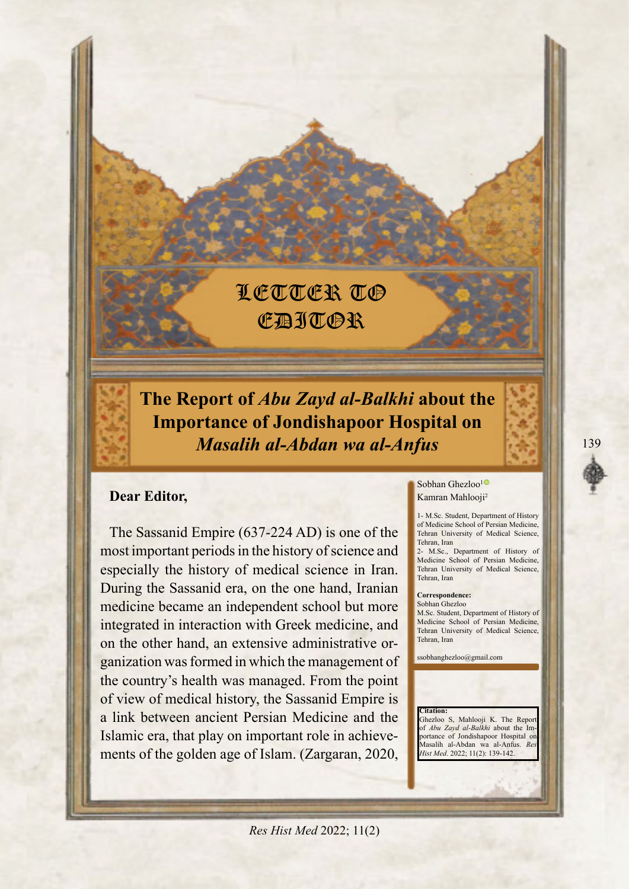LETTER TO EDITOR

# The Report of *Abu Zayd al-Balkhi* about the Importance of Jondishapoor Hospital on *Masalih al-Abdan wa al-Anfus*

Sobhan Ghezloo[1]
Kamran Mahlooji[2]

1- M.Sc. Student, Department of History of Medicine School of Persian Medicine, Tehran University of Medical Science, Tehran, Iran
2- M.Sc., Department of History of Medicine School of Persian Medicine, Tehran University of Medical Science, Tehran, Iran

**Correspondence:**
Sobhan Ghezloo
M.Sc. Student, Department of History of Medicine School of Persian Medicine, Tehran University of Medical Science, Tehran, Iran

ssobhanghezloo@gmail.com

**Citation:**
Ghezloo S, Mahlooji K. The Report of *Abu Zayd al-Balkhi* about the Importance of Jondishapoor Hospital on Masalih al-Abdan wa al-Anfus. *Res Hist Med*. 2022; 11(2): 139-142.

**Dear Editor,**

The Sassanid Empire (637-224 AD) is one of the most important periods in the history of science and especially the history of medical science in Iran. During the Sassanid era, on the one hand, Iranian medicine became an independent school but more integrated in interaction with Greek medicine, and on the other hand, an extensive administrative organization was formed in which the management of the country's health was managed. From the point of view of medical history, the Sassanid Empire is a link between ancient Persian Medicine and the Islamic era, that play on important role in achievements of the golden age of Islam. (Zargaran, 2020,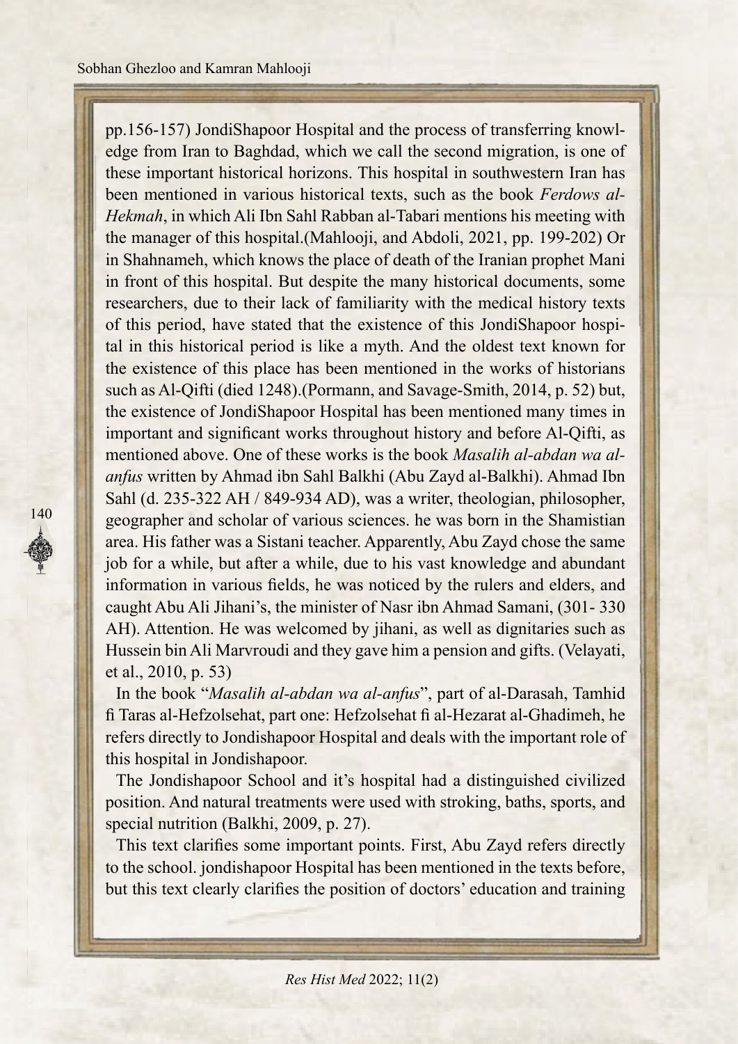pp.156-157) JondiShapoor Hospital and the process of transferring knowledge from Iran to Baghdad, which we call the second migration, is one of these important historical horizons. This hospital in southwestern Iran has been mentioned in various historical texts, such as the book *Ferdows al-Hekmah*, in which Ali Ibn Sahl Rabban al-Tabari mentions his meeting with the manager of this hospital.(Mahlooji, and Abdoli, 2021, pp. 199-202) Or in Shahnameh, which knows the place of death of the Iranian prophet Mani in front of this hospital. But despite the many historical documents, some researchers, due to their lack of familiarity with the medical history texts of this period, have stated that the existence of this JondiShapoor hospital in this historical period is like a myth. And the oldest text known for the existence of this place has been mentioned in the works of historians such as Al-Qifti (died 1248).(Pormann, and Savage-Smith, 2014, p. 52) but, the existence of JondiShapoor Hospital has been mentioned many times in important and significant works throughout history and before Al-Qifti, as mentioned above. One of these works is the book *Masalih al-abdan wa al-anfus* written by Ahmad ibn Sahl Balkhi (Abu Zayd al-Balkhi). Ahmad Ibn Sahl (d. 235-322 AH / 849-934 AD), was a writer, theologian, philosopher, geographer and scholar of various sciences. he was born in the Shamistian area. His father was a Sistani teacher. Apparently, Abu Zayd chose the same job for a while, but after a while, due to his vast knowledge and abundant information in various fields, he was noticed by the rulers and elders, and caught Abu Ali Jihani's, the minister of Nasr ibn Ahmad Samani, (301- 330 AH). Attention. He was welcomed by jihani, as well as dignitaries such as Hussein bin Ali Marvroudi and they gave him a pension and gifts. (Velayati, et al., 2010, p. 53)

In the book "*Masalih al-abdan wa al-anfus*", part of al-Darasah, Tamhid fi Taras al-Hefzolsehat, part one: Hefzolsehat fi al-Hezarat al-Ghadimeh, he refers directly to Jondishapoor Hospital and deals with the important role of this hospital in Jondishapoor.

The Jondishapoor School and it's hospital had a distinguished civilized position. And natural treatments were used with stroking, baths, sports, and special nutrition (Balkhi, 2009, p. 27).

This text clarifies some important points. First, Abu Zayd refers directly to the school. jondishapoor Hospital has been mentioned in the texts before, but this text clearly clarifies the position of doctors' education and training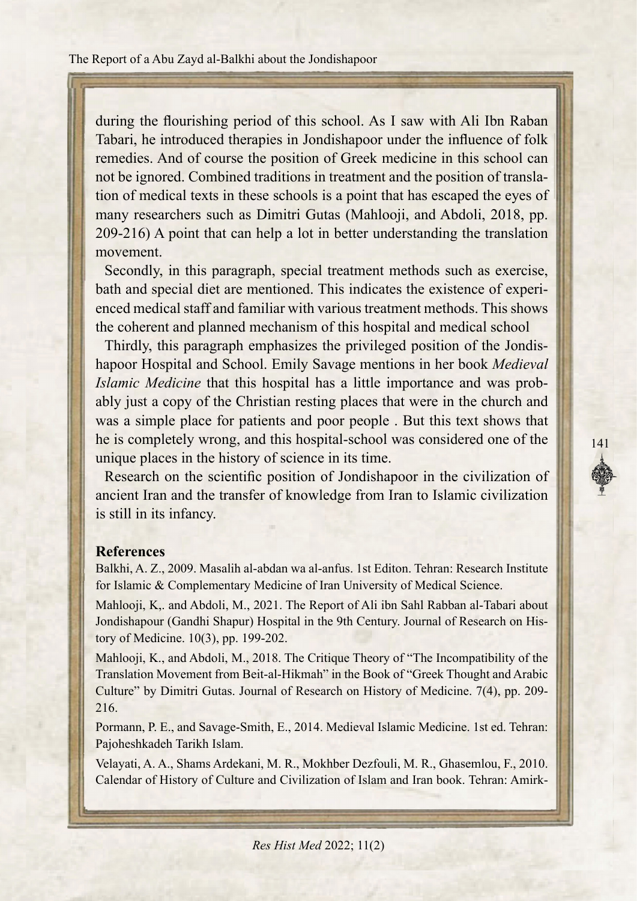during the flourishing period of this school. As I saw with Ali Ibn Raban Tabari, he introduced therapies in Jondishapoor under the influence of folk remedies. And of course the position of Greek medicine in this school can not be ignored. Combined traditions in treatment and the position of translation of medical texts in these schools is a point that has escaped the eyes of many researchers such as Dimitri Gutas (Mahlooji, and Abdoli, 2018, pp. 209-216) A point that can help a lot in better understanding the translation movement.

Secondly, in this paragraph, special treatment methods such as exercise, bath and special diet are mentioned. This indicates the existence of experienced medical staff and familiar with various treatment methods. This shows the coherent and planned mechanism of this hospital and medical school

Thirdly, this paragraph emphasizes the privileged position of the Jondishapoor Hospital and School. Emily Savage mentions in her book *Medieval Islamic Medicine* that this hospital has a little importance and was probably just a copy of the Christian resting places that were in the church and was a simple place for patients and poor people . But this text shows that he is completely wrong, and this hospital-school was considered one of the unique places in the history of science in its time.

Research on the scientific position of Jondishapoor in the civilization of ancient Iran and the transfer of knowledge from Iran to Islamic civilization is still in its infancy.

## References

Balkhi, A. Z., 2009. Masalih al-abdan wa al-anfus. 1st Editon. Tehran: Research Institute for Islamic & Complementary Medicine of Iran University of Medical Science.

Mahlooji, K,. and Abdoli, M., 2021. The Report of Ali ibn Sahl Rabban al-Tabari about Jondishapour (Gandhi Shapur) Hospital in the 9th Century. Journal of Research on History of Medicine. 10(3), pp. 199-202.

Mahlooji, K., and Abdoli, M., 2018. The Critique Theory of "The Incompatibility of the Translation Movement from Beit-al-Hikmah" in the Book of "Greek Thought and Arabic Culture" by Dimitri Gutas. Journal of Research on History of Medicine. 7(4), pp. 209-216.

Pormann, P. E., and Savage-Smith, E., 2014. Medieval Islamic Medicine. 1st ed. Tehran: Pajoheshkadeh Tarikh Islam.

Velayati, A. A., Shams Ardekani, M. R., Mokhber Dezfouli, M. R., Ghasemlou, F., 2010. Calendar of History of Culture and Civilization of Islam and Iran book. Tehran: Amirk-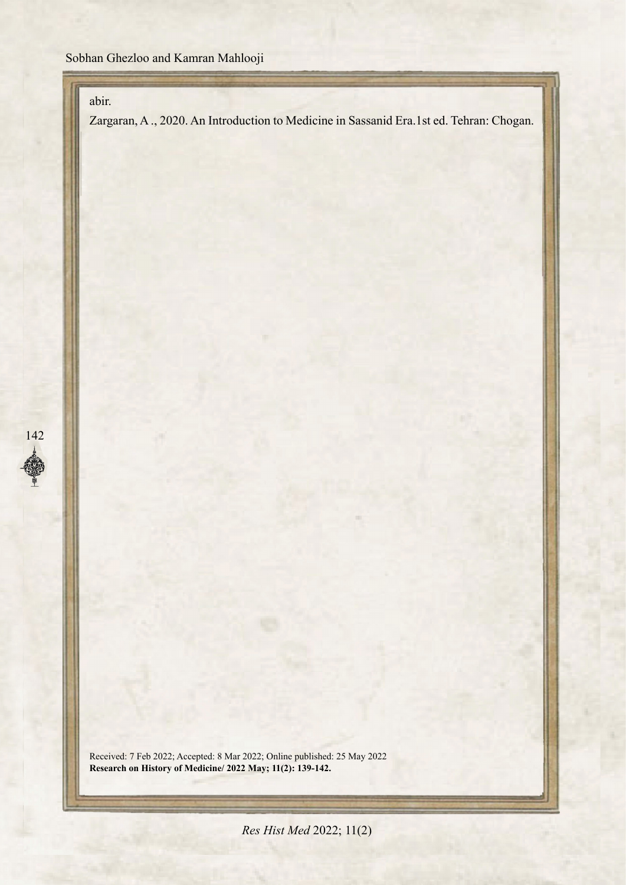abir.

Zargaran, A ., 2020. An Introduction to Medicine in Sassanid Era.1st ed. Tehran: Chogan.

Received: 7 Feb 2022; Accepted: 8 Mar 2022; Online published: 25 May 2022
**Research on History of Medicine/ 2022 May; 11(2): 139-142.**